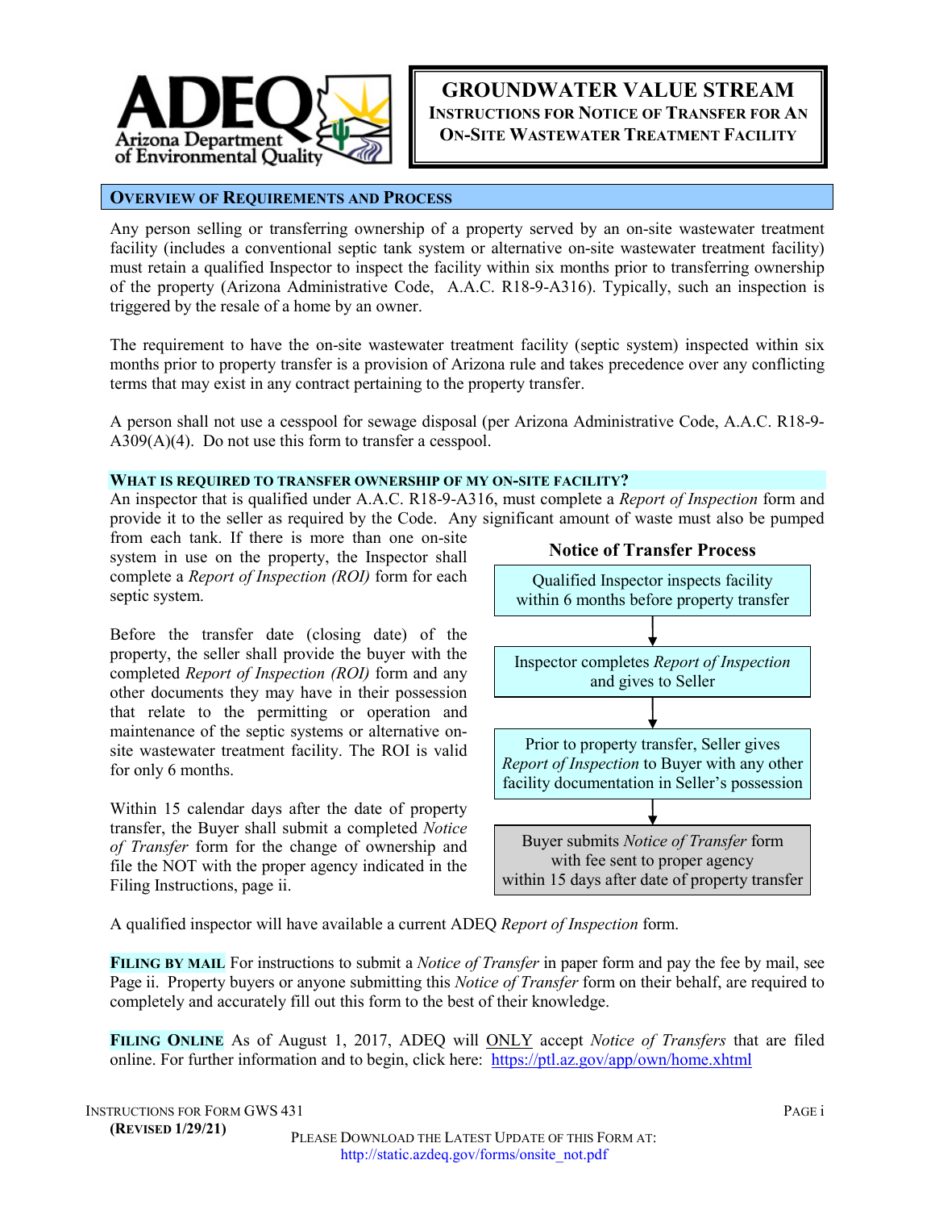# GROUNDWATER VALUE STREAM

## INSTRUCTIONS FOR NOTICE OF TRANSFER FOR AN ON-SITE WASTEWATER TREATMENT FACILITY

## OVERVIEW OF REQUIREMENTS AND PROCESS

Any person selling or transferring ownership of a property served by an on-site wastewater treatment facility (includes a conventional septic tank system or alternative on-site wastewater treatment facility) must retain a qualified Inspector to inspect the facility within six months prior to transferring ownership of the property (Arizona Administrative Code, A.A.C. R18-9-A316). Typically, such an inspection is triggered by the resale of a home by an owner.

The requirement to have the on-site wastewater treatment facility (septic system) inspected within six months prior to property transfer is a provision of Arizona rule and takes precedence over any conflicting terms that may exist in any contract pertaining to the property transfer.

A person shall not use a cesspool for sewage disposal (per Arizona Administrative Code, A.A.C. R18-9-A309(A)(4). Do not use this form to transfer a cesspool.

### WHAT IS REQUIRED TO TRANSFER OWNERSHIP OF MY ON-SITE FACILITY?

An inspector that is qualified under A.A.C. R18-9-A316, must complete a *Report of Inspection* form and provide it to the seller as required by the Code. Any significant amount of waste must also be pumped from each tank. If there is more than one on-site system in use on the property, the Inspector shall complete a *Report of Inspection (ROI)* form for each septic system.

Before the transfer date (closing date) of the property, the seller shall provide the buyer with the completed *Report of Inspection (ROI)* form and any other documents they may have in their possession that relate to the permitting or operation and maintenance of the septic systems or alternative on-site wastewater treatment facility. The ROI is valid for only 6 months.

Within 15 calendar days after the date of property transfer, the Buyer shall submit a completed *Notice of Transfer* form for the change of ownership and file the NOT with the proper agency indicated in the Filing Instructions, page ii.

**Notice of Transfer Process**

1. Qualified Inspector inspects facility within 6 months before property transfer
2. Inspector completes *Report of Inspection* and gives to Seller
3. Prior to property transfer, Seller gives *Report of Inspection* to Buyer with any other facility documentation in Seller's possession
4. Buyer submits *Notice of Transfer* form with fee sent to proper agency within 15 days after date of property transfer

A qualified inspector will have available a current ADEQ *Report of Inspection* form.

**FILING BY MAIL** For instructions to submit a *Notice of Transfer* in paper form and pay the fee by mail, see Page ii. Property buyers or anyone submitting this *Notice of Transfer* form on their behalf, are required to completely and accurately fill out this form to the best of their knowledge.

**FILING ONLINE** As of August 1, 2017, ADEQ will ONLY accept *Notice of Transfers* that are filed online. For further information and to begin, click here: https://ptl.az.gov/app/own/home.xhtml

INSTRUCTIONS FOR FORM GWS 431
**(REVISED 1/29/21)**

PLEASE DOWNLOAD THE LATEST UPDATE OF THIS FORM AT: http://static.azdeq.gov/forms/onsite_not.pdf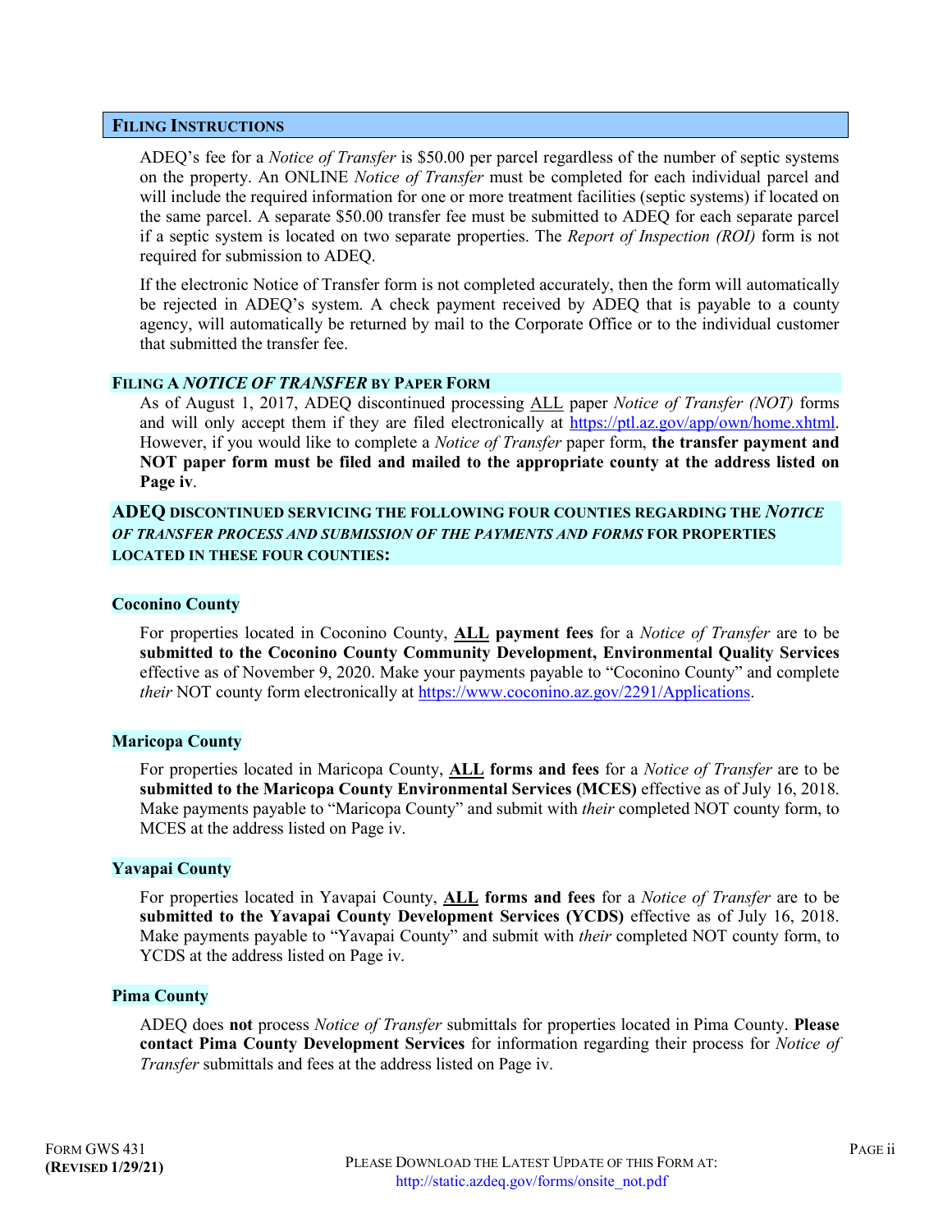## FILING INSTRUCTIONS

ADEQ's fee for a *Notice of Transfer* is $50.00 per parcel regardless of the number of septic systems on the property. An ONLINE *Notice of Transfer* must be completed for each individual parcel and will include the required information for one or more treatment facilities (septic systems) if located on the same parcel. A separate $50.00 transfer fee must be submitted to ADEQ for each separate parcel if a septic system is located on two separate properties. The *Report of Inspection (ROI)* form is not required for submission to ADEQ.

If the electronic Notice of Transfer form is not completed accurately, then the form will automatically be rejected in ADEQ's system. A check payment received by ADEQ that is payable to a county agency, will automatically be returned by mail to the Corporate Office or to the individual customer that submitted the transfer fee.

### FILING A *NOTICE OF TRANSFER* BY PAPER FORM

As of August 1, 2017, ADEQ discontinued processing ALL paper *Notice of Transfer (NOT)* forms and will only accept them if they are filed electronically at https://ptl.az.gov/app/own/home.xhtml. However, if you would like to complete a *Notice of Transfer* paper form, **the transfer payment and NOT paper form must be filed and mailed to the appropriate county at the address listed on Page iv**.

### ADEQ DISCONTINUED SERVICING THE FOLLOWING FOUR COUNTIES REGARDING THE *NOTICE OF TRANSFER PROCESS AND SUBMISSION OF THE PAYMENTS AND FORMS* FOR PROPERTIES LOCATED IN THESE FOUR COUNTIES:

#### Coconino County

For properties located in Coconino County, **ALL payment fees** for a *Notice of Transfer* are to be **submitted to the Coconino County Community Development, Environmental Quality Services** effective as of November 9, 2020. Make your payments payable to "Coconino County" and complete *their* NOT county form electronically at https://www.coconino.az.gov/2291/Applications.

#### Maricopa County

For properties located in Maricopa County, **ALL forms and fees** for a *Notice of Transfer* are to be **submitted to the Maricopa County Environmental Services (MCES)** effective as of July 16, 2018. Make payments payable to "Maricopa County" and submit with *their* completed NOT county form, to MCES at the address listed on Page iv.

#### Yavapai County

For properties located in Yavapai County, **ALL forms and fees** for a *Notice of Transfer* are to be **submitted to the Yavapai County Development Services (YCDS)** effective as of July 16, 2018. Make payments payable to "Yavapai County" and submit with *their* completed NOT county form, to YCDS at the address listed on Page iv.

#### Pima County

ADEQ does **not** process *Notice of Transfer* submittals for properties located in Pima County. **Please contact Pima County Development Services** for information regarding their process for *Notice of Transfer* submittals and fees at the address listed on Page iv.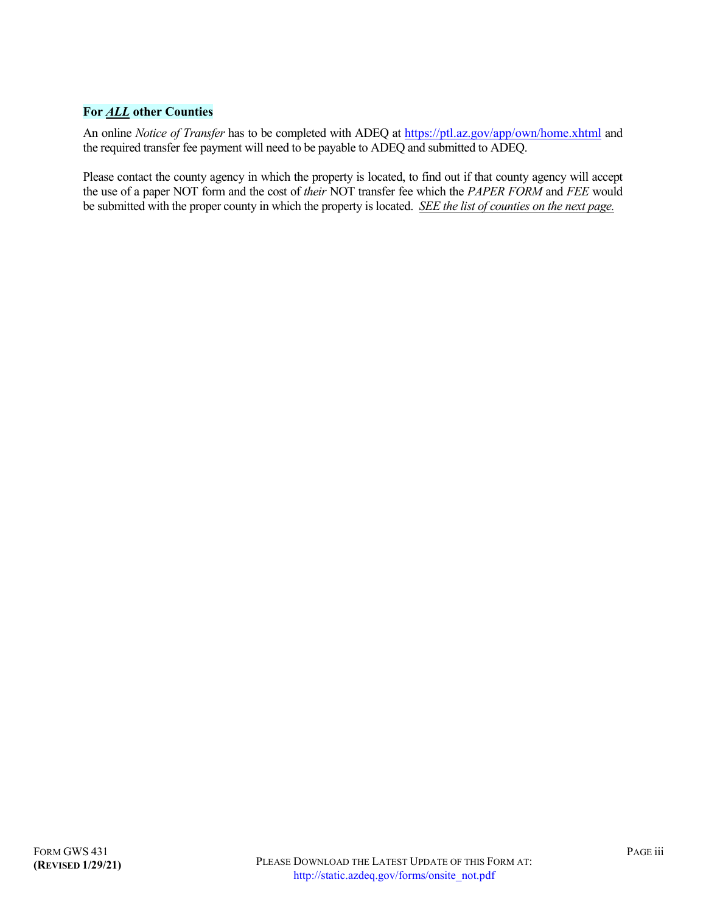**For *ALL* other Counties**

An online *Notice of Transfer* has to be completed with ADEQ at https://ptl.az.gov/app/own/home.xhtml and the required transfer fee payment will need to be payable to ADEQ and submitted to ADEQ.

Please contact the county agency in which the property is located, to find out if that county agency will accept the use of a paper NOT form and the cost of *their* NOT transfer fee which the *PAPER FORM* and *FEE* would be submitted with the proper county in which the property is located. *SEE the list of counties on the next page.*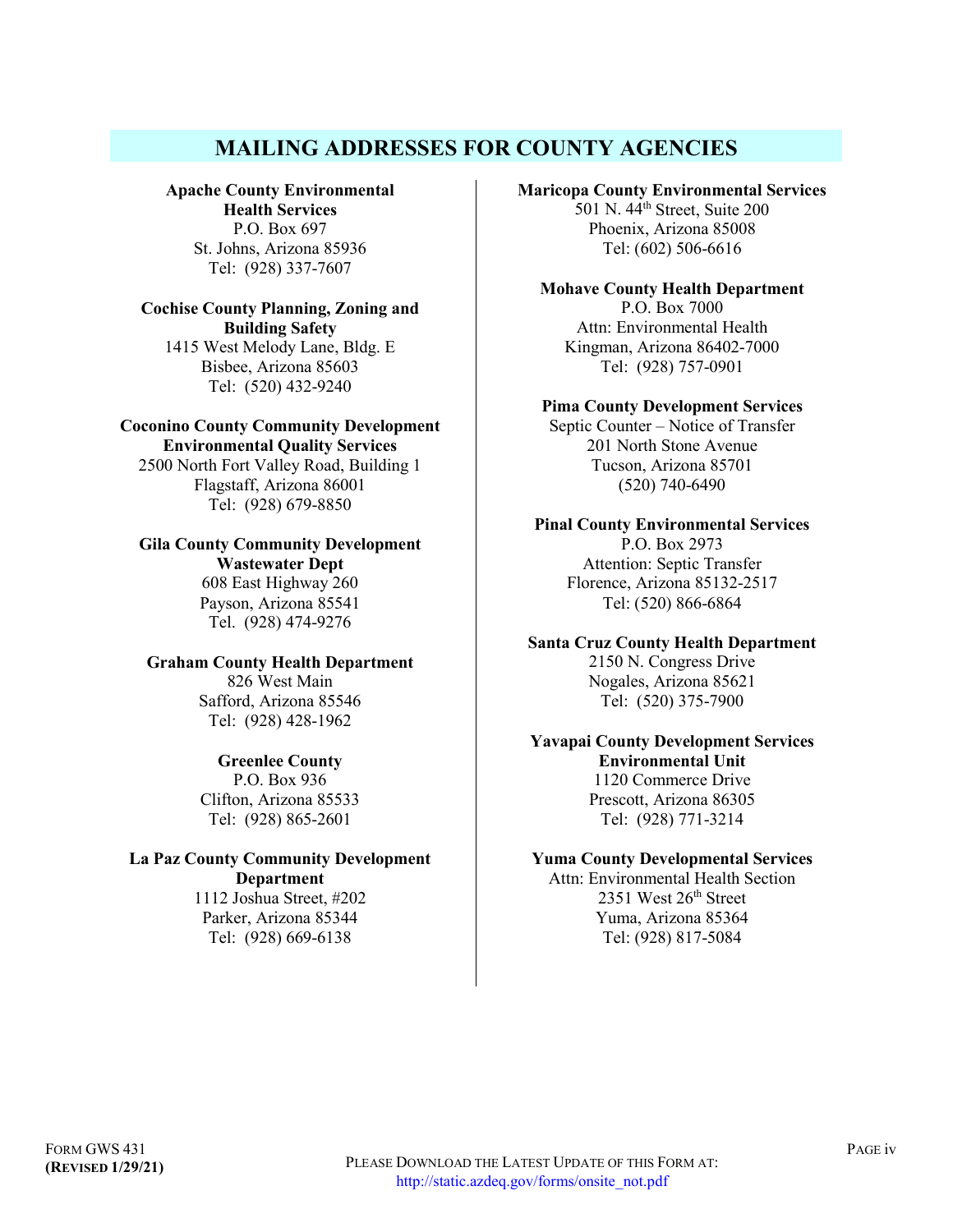## MAILING ADDRESSES FOR COUNTY AGENCIES

**Apache County Environmental Health Services**
P.O. Box 697
St. Johns, Arizona 85936
Tel: (928) 337-7607

**Cochise County Planning, Zoning and Building Safety**
1415 West Melody Lane, Bldg. E
Bisbee, Arizona 85603
Tel: (520) 432-9240

**Coconino County Community Development Environmental Quality Services**
2500 North Fort Valley Road, Building 1
Flagstaff, Arizona 86001
Tel: (928) 679-8850

**Gila County Community Development Wastewater Dept**
608 East Highway 260
Payson, Arizona 85541
Tel. (928) 474-9276

**Graham County Health Department**
826 West Main
Safford, Arizona 85546
Tel: (928) 428-1962

**Greenlee County**
P.O. Box 936
Clifton, Arizona 85533
Tel: (928) 865-2601

**La Paz County Community Development Department**
1112 Joshua Street, #202
Parker, Arizona 85344
Tel: (928) 669-6138

**Maricopa County Environmental Services**
501 N. 44th Street, Suite 200
Phoenix, Arizona 85008
Tel: (602) 506-6616

**Mohave County Health Department**
P.O. Box 7000
Attn: Environmental Health
Kingman, Arizona 86402-7000
Tel: (928) 757-0901

**Pima County Development Services**
Septic Counter – Notice of Transfer
201 North Stone Avenue
Tucson, Arizona 85701
(520) 740-6490

**Pinal County Environmental Services**
P.O. Box 2973
Attention: Septic Transfer
Florence, Arizona 85132-2517
Tel: (520) 866-6864

**Santa Cruz County Health Department**
2150 N. Congress Drive
Nogales, Arizona 85621
Tel: (520) 375-7900

**Yavapai County Development Services Environmental Unit**
1120 Commerce Drive
Prescott, Arizona 86305
Tel: (928) 771-3214

**Yuma County Developmental Services**
Attn: Environmental Health Section
2351 West 26th Street
Yuma, Arizona 85364
Tel: (928) 817-5084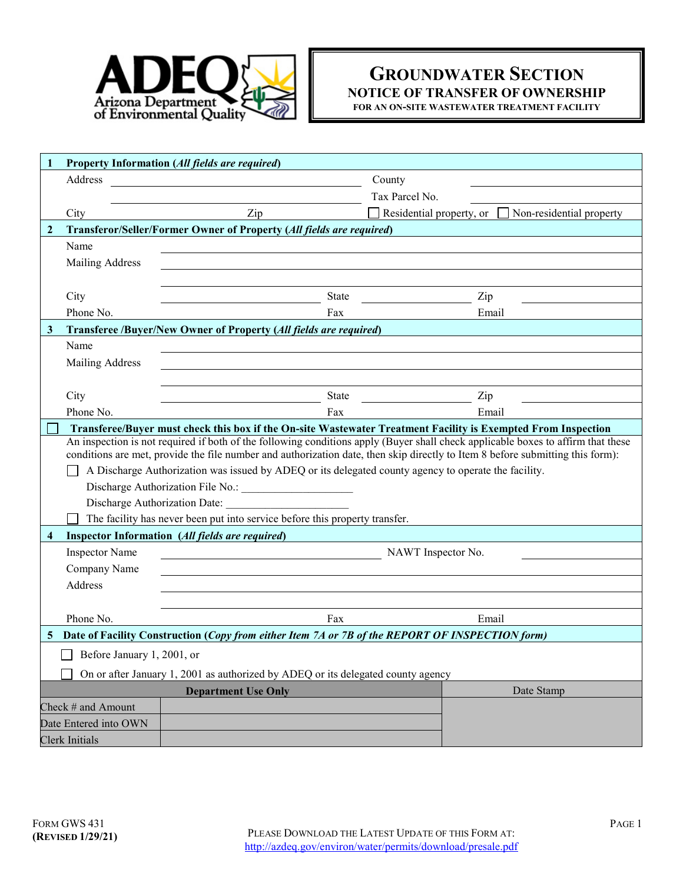ADEQ
Arizona Department of Environmental Quality

# GROUNDWATER SECTION
## NOTICE OF TRANSFER OF OWNERSHIP
### FOR AN ON-SITE WASTEWATER TREATMENT FACILITY

**1 Property Information (*All fields are required*)**

Address ______________________ County ______________________

______________________ Tax Parcel No. ______________________

City ______ Zip ______ ☐ Residential property, or ☐ Non-residential property

**2 Transferor/Seller/Former Owner of Property (*All fields are required*)**

Name ______________________

Mailing Address ______________________

City ______ State ______ Zip ______

Phone No. ______ Fax ______ Email ______

**3 Transferee /Buyer/New Owner of Property (*All fields are required*)**

Name ______________________

Mailing Address ______________________

City ______ State ______ Zip ______

Phone No. ______ Fax ______ Email ______

☐ **Transferee/Buyer must check this box if the On-site Wastewater Treatment Facility is Exempted From Inspection**

An inspection is not required if both of the following conditions apply (Buyer shall check applicable boxes to affirm that these conditions are met, provide the file number and authorization date, then skip directly to Item 8 before submitting this form):

☐ A Discharge Authorization was issued by ADEQ or its delegated county agency to operate the facility.

Discharge Authorization File No.: ____________________

Discharge Authorization Date: ______________________

☐ The facility has never been put into service before this property transfer.

**4 Inspector Information (*All fields are required*)**

Inspector Name ______________________ NAWT Inspector No. ______

Company Name ______________________

Address ______________________

Phone No. ______ Fax ______ Email ______

**5 Date of Facility Construction (*Copy from either Item 7A or 7B of the REPORT OF INSPECTION form)***

☐ Before January 1, 2001, or

☐ On or after January 1, 2001 as authorized by ADEQ or its delegated county agency

| Department Use Only | | Date Stamp |
|---|---|---|
| Check # and Amount | | |
| Date Entered into OWN | | |
| Clerk Initials | | |

FORM GWS 431
**(REVISED 1/29/21)**

PLEASE DOWNLOAD THE LATEST UPDATE OF THIS FORM AT:
http://azdeq.gov/environ/water/permits/download/presale.pdf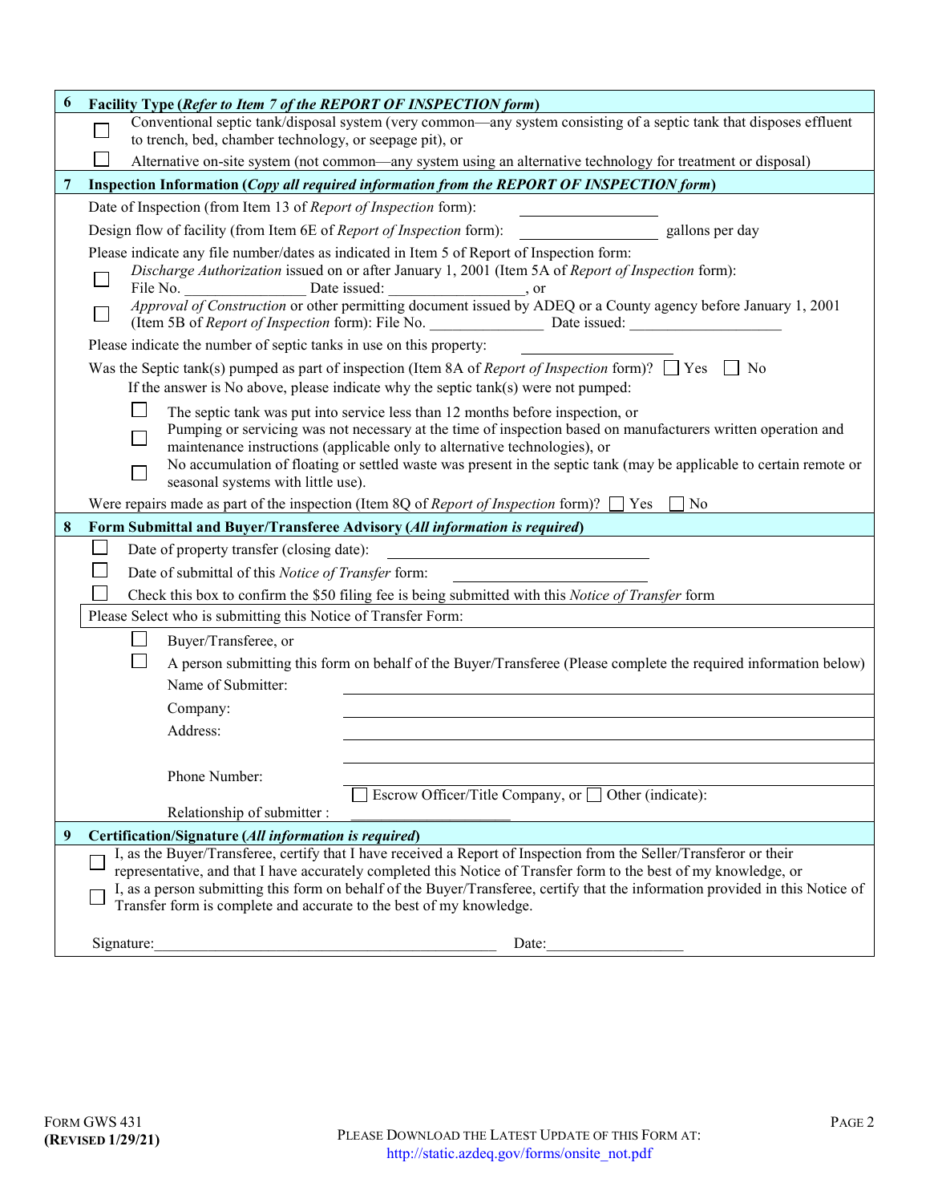## 6 Facility Type (*Refer to Item 7 of the REPORT OF INSPECTION form*)

☐ Conventional septic tank/disposal system (very common—any system consisting of a septic tank that disposes effluent to trench, bed, chamber technology, or seepage pit), or

☐ Alternative on-site system (not common—any system using an alternative technology for treatment or disposal)

## 7 Inspection Information (*Copy all required information from the REPORT OF INSPECTION form*)

Date of Inspection (from Item 13 of *Report of Inspection* form): ____________________

Design flow of facility (from Item 6E of *Report of Inspection* form): ____________________ gallons per day

Please indicate any file number/dates as indicated in Item 5 of Report of Inspection form:

☐ *Discharge Authorization* issued on or after January 1, 2001 (Item 5A of *Report of Inspection* form): File No. _______________ Date issued: _________________, or

☐ *Approval of Construction* or other permitting document issued by ADEQ or a County agency before January 1, 2001 (Item 5B of *Report of Inspection* form): File No. _______________ Date issued: ____________________

Please indicate the number of septic tanks in use on this property: ____________________

Was the Septic tank(s) pumped as part of inspection (Item 8A of *Report of Inspection* form)? ☐ Yes ☐ No

If the answer is No above, please indicate why the septic tank(s) were not pumped:

☐ The septic tank was put into service less than 12 months before inspection, or

☐ Pumping or servicing was not necessary at the time of inspection based on manufacturers written operation and maintenance instructions (applicable only to alternative technologies), or

☐ No accumulation of floating or settled waste was present in the septic tank (may be applicable to certain remote or seasonal systems with little use).

Were repairs made as part of the inspection (Item 8Q of *Report of Inspection* form)? ☐ Yes ☐ No

## 8 Form Submittal and Buyer/Transferee Advisory (*All information is required*)

☐ Date of property transfer (closing date): ________________________________

☐ Date of submittal of this *Notice of Transfer* form: ________________________

☐ Check this box to confirm the $50 filing fee is being submitted with this *Notice of Transfer* form

Please Select who is submitting this Notice of Transfer Form:

☐ Buyer/Transferee, or

☐ A person submitting this form on behalf of the Buyer/Transferee (Please complete the required information below)

Name of Submitter: ________________________________

Company: ________________________________

Address: ________________________________

________________________________

Phone Number: ________________________________

Relationship of submitter: ☐ Escrow Officer/Title Company, or ☐ Other (indicate): ____________________

## 9 Certification/Signature (*All information is required*)

☐ I, as the Buyer/Transferee, certify that I have received a Report of Inspection from the Seller/Transferor or their representative, and that I have accurately completed this Notice of Transfer form to the best of my knowledge, or

☐ I, as a person submitting this form on behalf of the Buyer/Transferee, certify that the information provided in this Notice of Transfer form is complete and accurate to the best of my knowledge.

Signature: ______________________________________________ Date: ____________________

FORM GWS 431
**(REVISED 1/29/21)**

PLEASE DOWNLOAD THE LATEST UPDATE OF THIS FORM AT:
http://static.azdeq.gov/forms/onsite_not.pdf